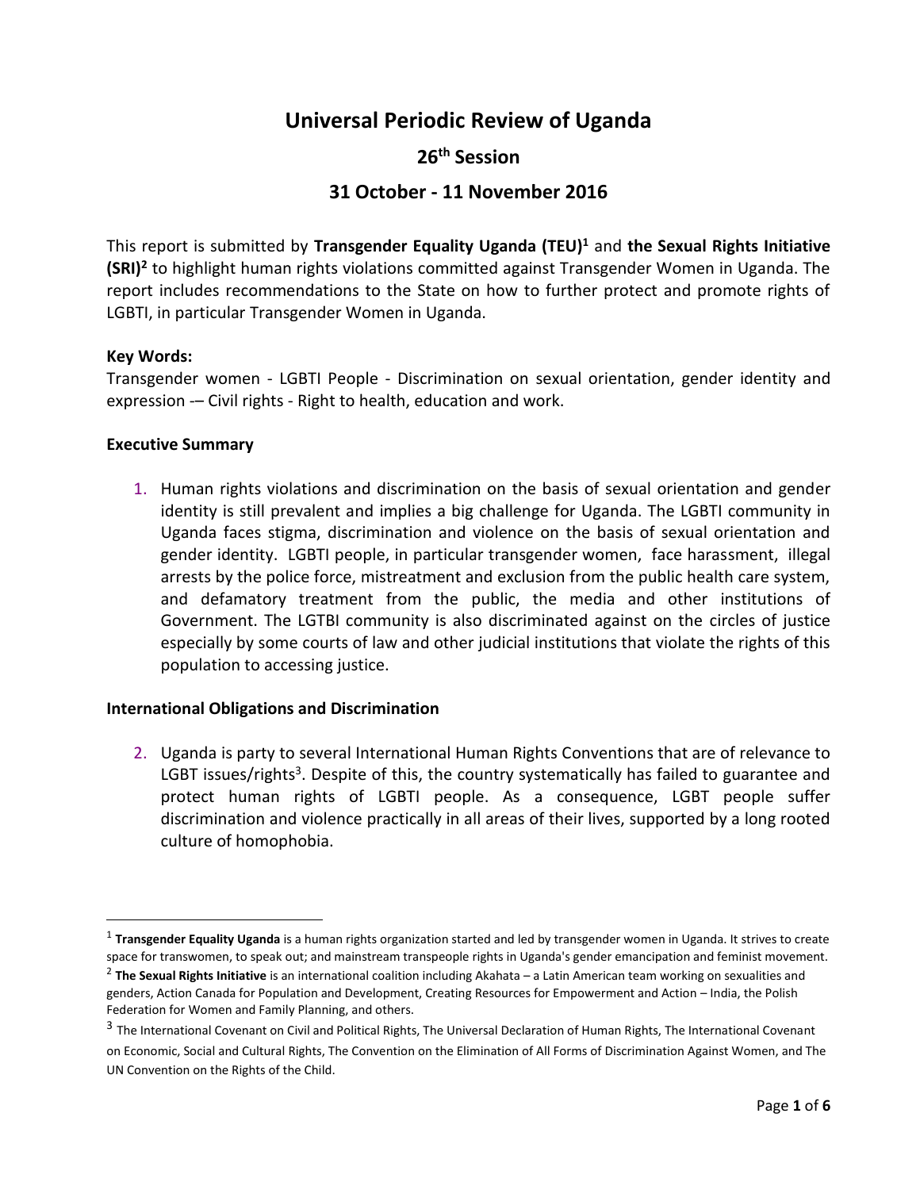# Universal Periodic Review of Uganda

## 26th Session

## 31 October - 11 November 2016

This report is submitted by **Transgender Equality Uganda (TEU)**[1] and **the Sexual Rights Initiative (SRI)**[2] to highlight human rights violations committed against Transgender Women in Uganda. The report includes recommendations to the State on how to further protect and promote rights of LGBTI, in particular Transgender Women in Uganda.

**Key Words:**

Transgender women - LGBTI People - Discrimination on sexual orientation, gender identity and expression -– Civil rights - Right to health, education and work.

**Executive Summary**

1. Human rights violations and discrimination on the basis of sexual orientation and gender identity is still prevalent and implies a big challenge for Uganda. The LGBTI community in Uganda faces stigma, discrimination and violence on the basis of sexual orientation and gender identity. LGBTI people, in particular transgender women, face harassment, illegal arrests by the police force, mistreatment and exclusion from the public health care system, and defamatory treatment from the public, the media and other institutions of Government. The LGTBI community is also discriminated against on the circles of justice especially by some courts of law and other judicial institutions that violate the rights of this population to accessing justice.

**International Obligations and Discrimination**

2. Uganda is party to several International Human Rights Conventions that are of relevance to LGBT issues/rights[3]. Despite of this, the country systematically has failed to guarantee and protect human rights of LGBTI people. As a consequence, LGBT people suffer discrimination and violence practically in all areas of their lives, supported by a long rooted culture of homophobia.

---

[1] **Transgender Equality Uganda** is a human rights organization started and led by transgender women in Uganda. It strives to create space for transwomen, to speak out; and mainstream transpeople rights in Uganda's gender emancipation and feminist movement.

[2] **The Sexual Rights Initiative** is an international coalition including Akahata – a Latin American team working on sexualities and genders, Action Canada for Population and Development, Creating Resources for Empowerment and Action – India, the Polish Federation for Women and Family Planning, and others.

[3] The International Covenant on Civil and Political Rights, The Universal Declaration of Human Rights, The International Covenant on Economic, Social and Cultural Rights, The Convention on the Elimination of All Forms of Discrimination Against Women, and The UN Convention on the Rights of the Child.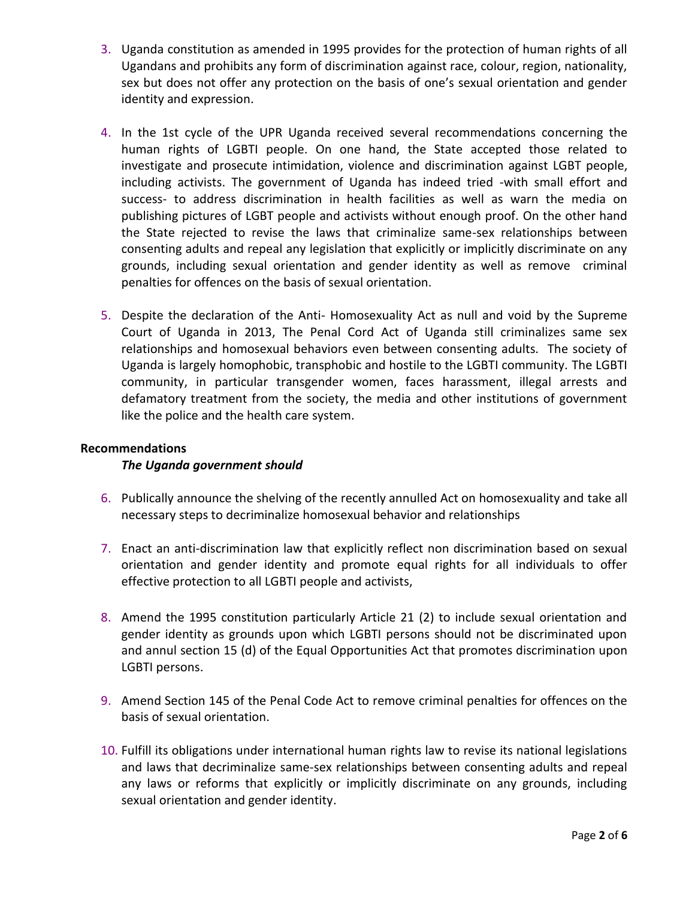3. Uganda constitution as amended in 1995 provides for the protection of human rights of all Ugandans and prohibits any form of discrimination against race, colour, region, nationality, sex but does not offer any protection on the basis of one's sexual orientation and gender identity and expression.

4. In the 1st cycle of the UPR Uganda received several recommendations concerning the human rights of LGBTI people. On one hand, the State accepted those related to investigate and prosecute intimidation, violence and discrimination against LGBT people, including activists. The government of Uganda has indeed tried -with small effort and success- to address discrimination in health facilities as well as warn the media on publishing pictures of LGBT people and activists without enough proof. On the other hand the State rejected to revise the laws that criminalize same-sex relationships between consenting adults and repeal any legislation that explicitly or implicitly discriminate on any grounds, including sexual orientation and gender identity as well as remove criminal penalties for offences on the basis of sexual orientation.

5. Despite the declaration of the Anti- Homosexuality Act as null and void by the Supreme Court of Uganda in 2013, The Penal Cord Act of Uganda still criminalizes same sex relationships and homosexual behaviors even between consenting adults. The society of Uganda is largely homophobic, transphobic and hostile to the LGBTI community. The LGBTI community, in particular transgender women, faces harassment, illegal arrests and defamatory treatment from the society, the media and other institutions of government like the police and the health care system.

**Recommendations**

***The Uganda government should***

6. Publically announce the shelving of the recently annulled Act on homosexuality and take all necessary steps to decriminalize homosexual behavior and relationships

7. Enact an anti-discrimination law that explicitly reflect non discrimination based on sexual orientation and gender identity and promote equal rights for all individuals to offer effective protection to all LGBTI people and activists,

8. Amend the 1995 constitution particularly Article 21 (2) to include sexual orientation and gender identity as grounds upon which LGBTI persons should not be discriminated upon and annul section 15 (d) of the Equal Opportunities Act that promotes discrimination upon LGBTI persons.

9. Amend Section 145 of the Penal Code Act to remove criminal penalties for offences on the basis of sexual orientation.

10. Fulfill its obligations under international human rights law to revise its national legislations and laws that decriminalize same-sex relationships between consenting adults and repeal any laws or reforms that explicitly or implicitly discriminate on any grounds, including sexual orientation and gender identity.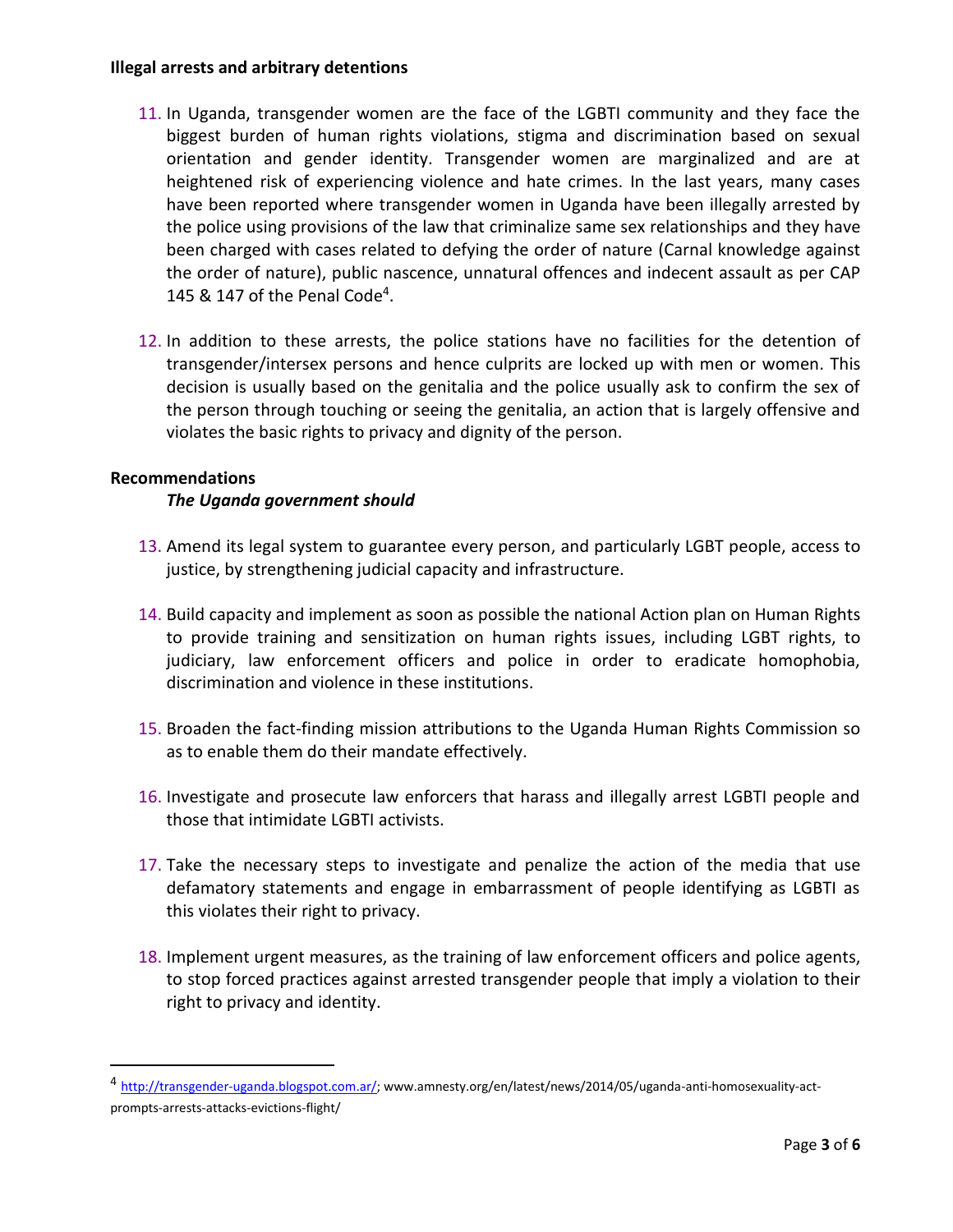**Illegal arrests and arbitrary detentions**

11. In Uganda, transgender women are the face of the LGBTI community and they face the biggest burden of human rights violations, stigma and discrimination based on sexual orientation and gender identity. Transgender women are marginalized and are at heightened risk of experiencing violence and hate crimes. In the last years, many cases have been reported where transgender women in Uganda have been illegally arrested by the police using provisions of the law that criminalize same sex relationships and they have been charged with cases related to defying the order of nature (Carnal knowledge against the order of nature), public nascence, unnatural offences and indecent assault as per CAP 145 & 147 of the Penal Code[4].

12. In addition to these arrests, the police stations have no facilities for the detention of transgender/intersex persons and hence culprits are locked up with men or women. This decision is usually based on the genitalia and the police usually ask to confirm the sex of the person through touching or seeing the genitalia, an action that is largely offensive and violates the basic rights to privacy and dignity of the person.

**Recommendations**

***The Uganda government should***

13. Amend its legal system to guarantee every person, and particularly LGBT people, access to justice, by strengthening judicial capacity and infrastructure.

14. Build capacity and implement as soon as possible the national Action plan on Human Rights to provide training and sensitization on human rights issues, including LGBT rights, to judiciary, law enforcement officers and police in order to eradicate homophobia, discrimination and violence in these institutions.

15. Broaden the fact-finding mission attributions to the Uganda Human Rights Commission so as to enable them do their mandate effectively.

16. Investigate and prosecute law enforcers that harass and illegally arrest LGBTI people and those that intimidate LGBTI activists.

17. Take the necessary steps to investigate and penalize the action of the media that use defamatory statements and engage in embarrassment of people identifying as LGBTI as this violates their right to privacy.

18. Implement urgent measures, as the training of law enforcement officers and police agents, to stop forced practices against arrested transgender people that imply a violation to their right to privacy and identity.

---

[4] http://transgender-uganda.blogspot.com.ar/; www.amnesty.org/en/latest/news/2014/05/uganda-anti-homosexuality-act-prompts-arrests-attacks-evictions-flight/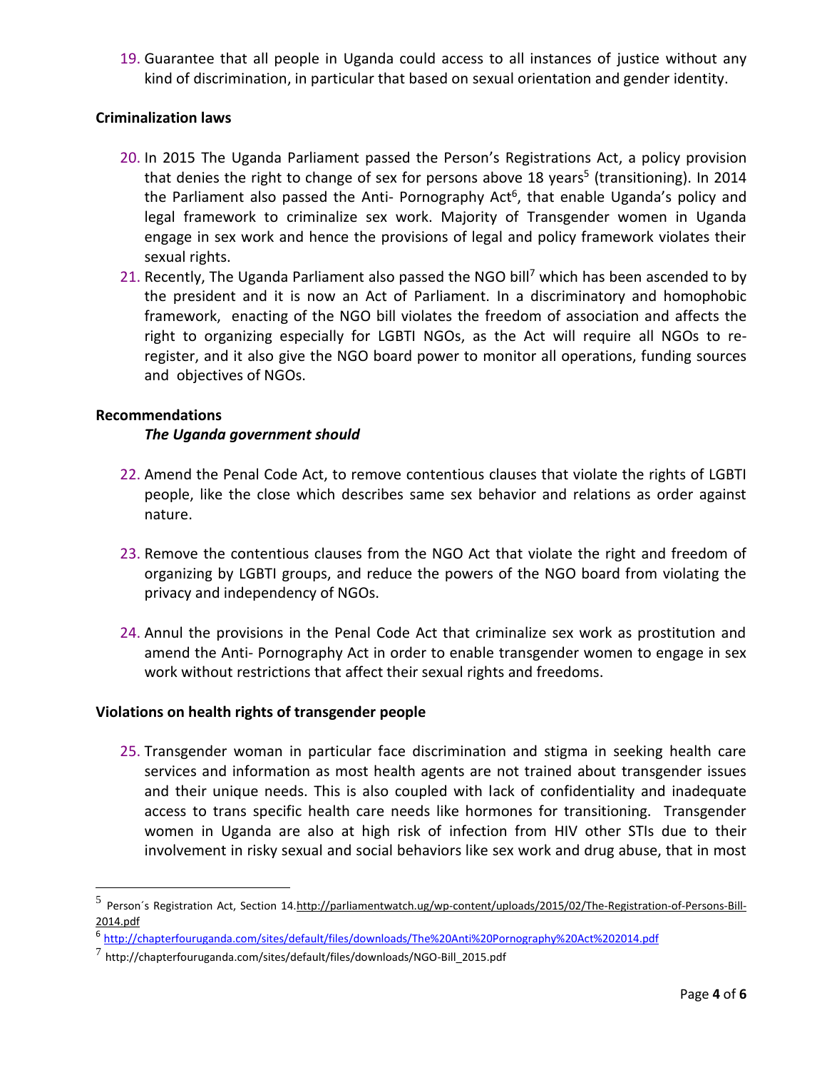19. Guarantee that all people in Uganda could access to all instances of justice without any kind of discrimination, in particular that based on sexual orientation and gender identity.

**Criminalization laws**

20. In 2015 The Uganda Parliament passed the Person's Registrations Act, a policy provision that denies the right to change of sex for persons above 18 years[5] (transitioning). In 2014 the Parliament also passed the Anti- Pornography Act[6], that enable Uganda's policy and legal framework to criminalize sex work. Majority of Transgender women in Uganda engage in sex work and hence the provisions of legal and policy framework violates their sexual rights.
21. Recently, The Uganda Parliament also passed the NGO bill[7] which has been ascended to by the president and it is now an Act of Parliament. In a discriminatory and homophobic framework, enacting of the NGO bill violates the freedom of association and affects the right to organizing especially for LGBTI NGOs, as the Act will require all NGOs to re-register, and it also give the NGO board power to monitor all operations, funding sources and objectives of NGOs.

**Recommendations**

***The Uganda government should***

22. Amend the Penal Code Act, to remove contentious clauses that violate the rights of LGBTI people, like the close which describes same sex behavior and relations as order against nature.

23. Remove the contentious clauses from the NGO Act that violate the right and freedom of organizing by LGBTI groups, and reduce the powers of the NGO board from violating the privacy and independency of NGOs.

24. Annul the provisions in the Penal Code Act that criminalize sex work as prostitution and amend the Anti- Pornography Act in order to enable transgender women to engage in sex work without restrictions that affect their sexual rights and freedoms.

**Violations on health rights of transgender people**

25. Transgender woman in particular face discrimination and stigma in seeking health care services and information as most health agents are not trained about transgender issues and their unique needs. This is also coupled with lack of confidentiality and inadequate access to trans specific health care needs like hormones for transitioning. Transgender women in Uganda are also at high risk of infection from HIV other STIs due to their involvement in risky sexual and social behaviors like sex work and drug abuse, that in most

---

[5] Person´s Registration Act, Section 14.http://parliamentwatch.ug/wp-content/uploads/2015/02/The-Registration-of-Persons-Bill-2014.pdf

[6] http://chapterfouruganda.com/sites/default/files/downloads/The%20Anti%20Pornography%20Act%202014.pdf

[7] http://chapterfouruganda.com/sites/default/files/downloads/NGO-Bill_2015.pdf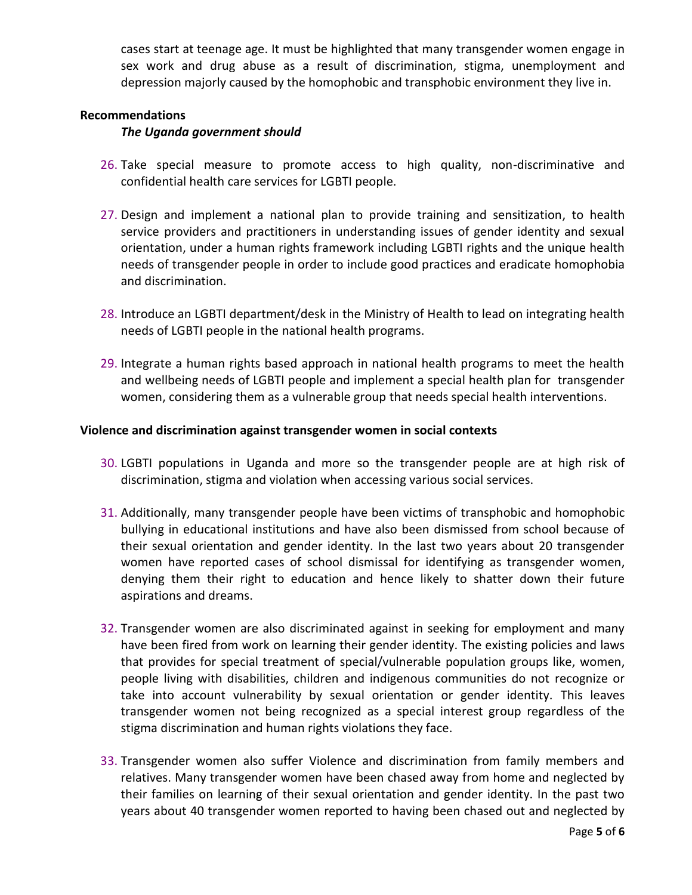cases start at teenage age. It must be highlighted that many transgender women engage in sex work and drug abuse as a result of discrimination, stigma, unemployment and depression majorly caused by the homophobic and transphobic environment they live in.

**Recommendations**

***The Uganda government should***

26. Take special measure to promote access to high quality, non-discriminative and confidential health care services for LGBTI people.

27. Design and implement a national plan to provide training and sensitization, to health service providers and practitioners in understanding issues of gender identity and sexual orientation, under a human rights framework including LGBTI rights and the unique health needs of transgender people in order to include good practices and eradicate homophobia and discrimination.

28. Introduce an LGBTI department/desk in the Ministry of Health to lead on integrating health needs of LGBTI people in the national health programs.

29. Integrate a human rights based approach in national health programs to meet the health and wellbeing needs of LGBTI people and implement a special health plan for transgender women, considering them as a vulnerable group that needs special health interventions.

**Violence and discrimination against transgender women in social contexts**

30. LGBTI populations in Uganda and more so the transgender people are at high risk of discrimination, stigma and violation when accessing various social services.

31. Additionally, many transgender people have been victims of transphobic and homophobic bullying in educational institutions and have also been dismissed from school because of their sexual orientation and gender identity. In the last two years about 20 transgender women have reported cases of school dismissal for identifying as transgender women, denying them their right to education and hence likely to shatter down their future aspirations and dreams.

32. Transgender women are also discriminated against in seeking for employment and many have been fired from work on learning their gender identity. The existing policies and laws that provides for special treatment of special/vulnerable population groups like, women, people living with disabilities, children and indigenous communities do not recognize or take into account vulnerability by sexual orientation or gender identity. This leaves transgender women not being recognized as a special interest group regardless of the stigma discrimination and human rights violations they face.

33. Transgender women also suffer Violence and discrimination from family members and relatives. Many transgender women have been chased away from home and neglected by their families on learning of their sexual orientation and gender identity. In the past two years about 40 transgender women reported to having been chased out and neglected by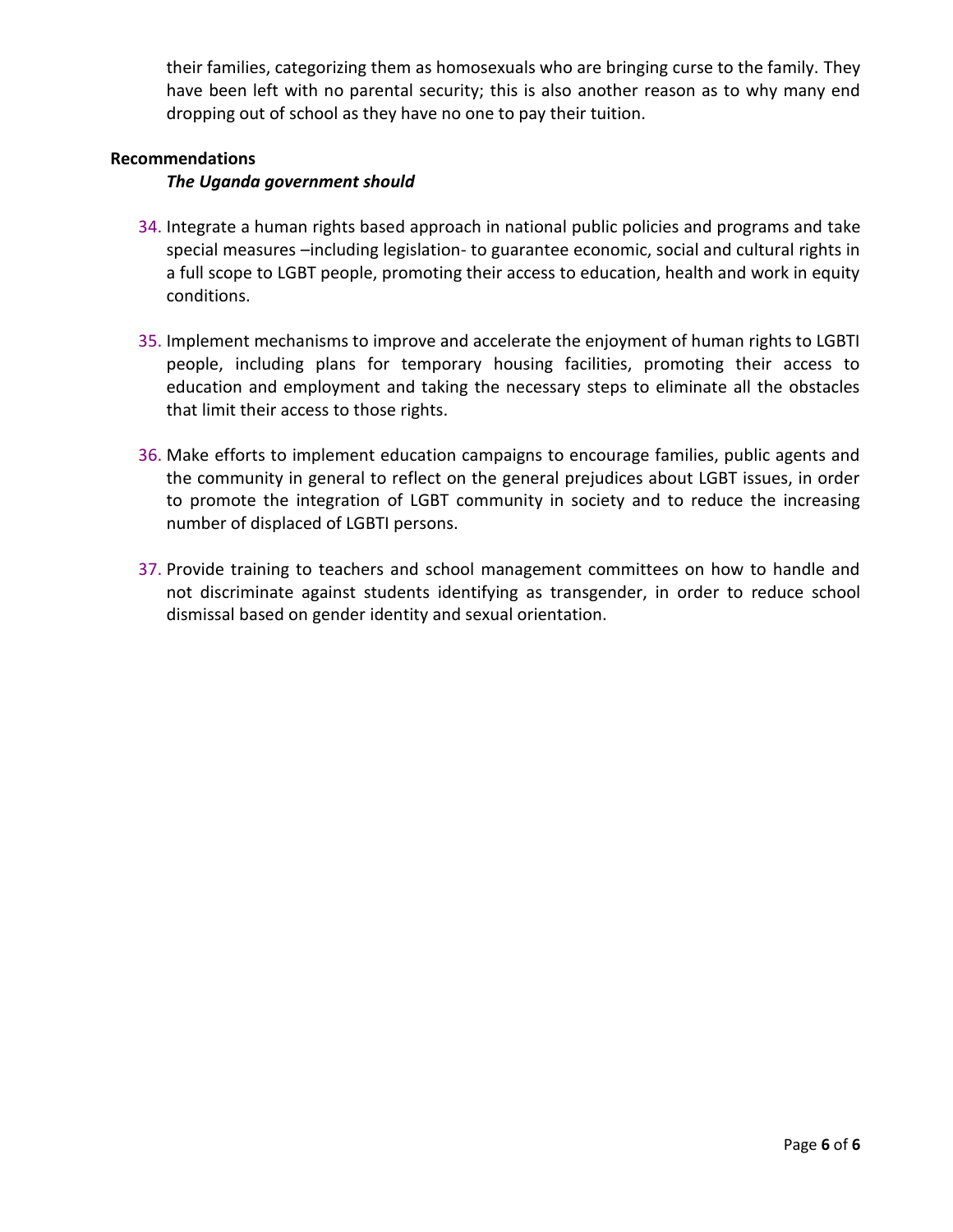their families, categorizing them as homosexuals who are bringing curse to the family. They have been left with no parental security; this is also another reason as to why many end dropping out of school as they have no one to pay their tuition.

**Recommendations**

***The Uganda government should***

34. Integrate a human rights based approach in national public policies and programs and take special measures –including legislation- to guarantee economic, social and cultural rights in a full scope to LGBT people, promoting their access to education, health and work in equity conditions.

35. Implement mechanisms to improve and accelerate the enjoyment of human rights to LGBTI people, including plans for temporary housing facilities, promoting their access to education and employment and taking the necessary steps to eliminate all the obstacles that limit their access to those rights.

36. Make efforts to implement education campaigns to encourage families, public agents and the community in general to reflect on the general prejudices about LGBT issues, in order to promote the integration of LGBT community in society and to reduce the increasing number of displaced of LGBTI persons.

37. Provide training to teachers and school management committees on how to handle and not discriminate against students identifying as transgender, in order to reduce school dismissal based on gender identity and sexual orientation.